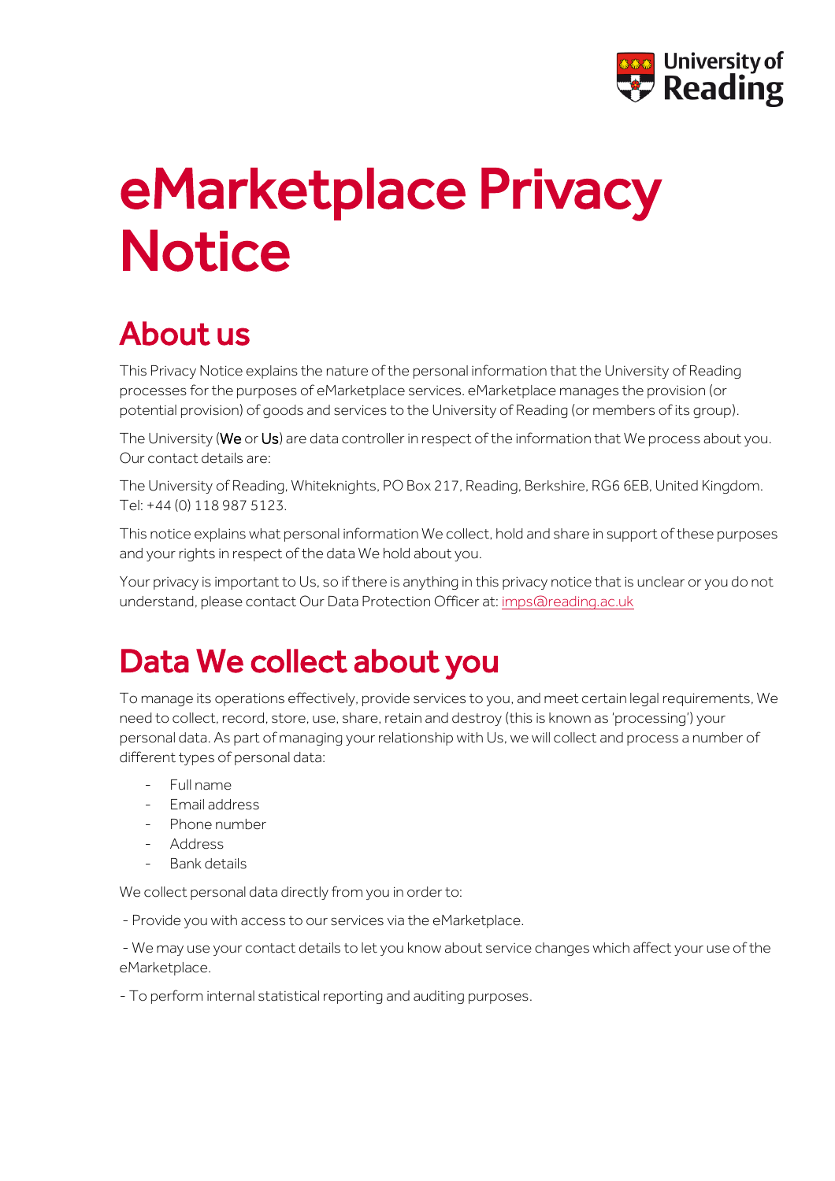# eMarketplace Privacy Notice

## About us

This Privacy Notice explains the nature of the personal information that the University of Reading processes for the purposes of eMarketplace services. eMarketplace manages the provision (or potential provision) of goods and services to the University of Reading (or members of its group).

The University (**We** or **Us**) are data controller in respect of the information that We process about you. Our contact details are:

The University of Reading, Whiteknights, PO Box 217, Reading, Berkshire, RG6 6EB, United Kingdom. Tel: +44 (0) 118 987 5123.

This notice explains what personal information We collect, hold and share in support of these purposes and your rights in respect of the data We hold about you.

Your privacy is important to Us, so if there is anything in this privacy notice that is unclear or you do not understand, please contact Our Data Protection Officer at: imps@reading.ac.uk

## Data We collect about you

To manage its operations effectively, provide services to you, and meet certain legal requirements, We need to collect, record, store, use, share, retain and destroy (this is known as 'processing') your personal data. As part of managing your relationship with Us, we will collect and process a number of different types of personal data:

- Full name
- Email address
- Phone number
- Address
- Bank details

We collect personal data directly from you in order to:

- Provide you with access to our services via the eMarketplace.

- We may use your contact details to let you know about service changes which affect your use of the eMarketplace.

- To perform internal statistical reporting and auditing purposes.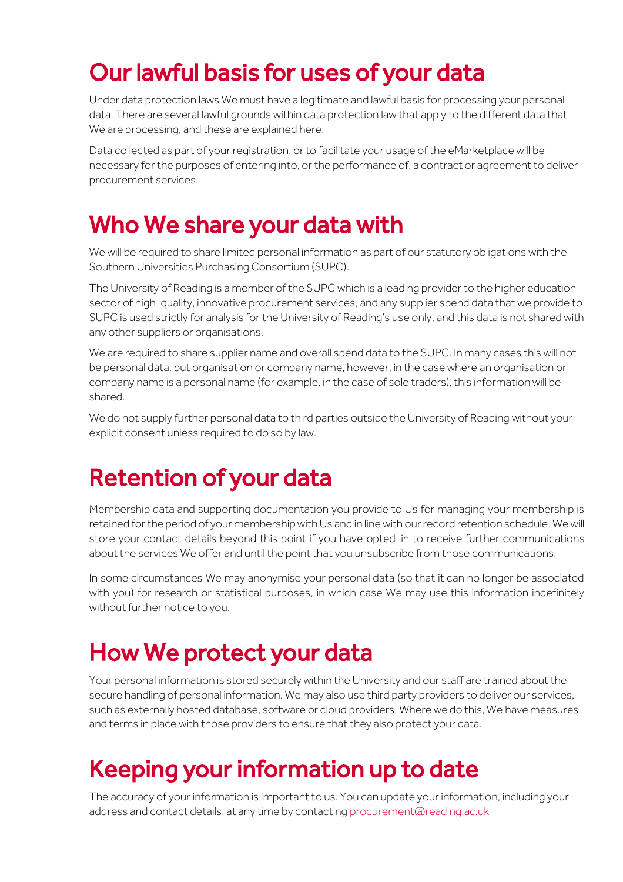# Our lawful basis for uses of your data

Under data protection laws We must have a legitimate and lawful basis for processing your personal data. There are several lawful grounds within data protection law that apply to the different data that We are processing, and these are explained here:

Data collected as part of your registration, or to facilitate your usage of the eMarketplace will be necessary for the purposes of entering into, or the performance of, a contract or agreement to deliver procurement services.

# Who We share your data with

We will be required to share limited personal information as part of our statutory obligations with the Southern Universities Purchasing Consortium (SUPC).

The University of Reading is a member of the SUPC which is a leading provider to the higher education sector of high-quality, innovative procurement services, and any supplier spend data that we provide to SUPC is used strictly for analysis for the University of Reading's use only, and this data is not shared with any other suppliers or organisations.

We are required to share supplier name and overall spend data to the SUPC. In many cases this will not be personal data, but organisation or company name, however, in the case where an organisation or company name is a personal name (for example, in the case of sole traders), this information will be shared.

We do not supply further personal data to third parties outside the University of Reading without your explicit consent unless required to do so by law.

# Retention of your data

Membership data and supporting documentation you provide to Us for managing your membership is retained for the period of your membership with Us and in line with our record retention schedule. We will store your contact details beyond this point if you have opted-in to receive further communications about the services We offer and until the point that you unsubscribe from those communications.

In some circumstances We may anonymise your personal data (so that it can no longer be associated with you) for research or statistical purposes, in which case We may use this information indefinitely without further notice to you.

# How We protect your data

Your personal information is stored securely within the University and our staff are trained about the secure handling of personal information. We may also use third party providers to deliver our services, such as externally hosted database, software or cloud providers. Where we do this, We have measures and terms in place with those providers to ensure that they also protect your data.

# Keeping your information up to date

The accuracy of your information is important to us. You can update your information, including your address and contact details, at any time by contacting procurement@reading.ac.uk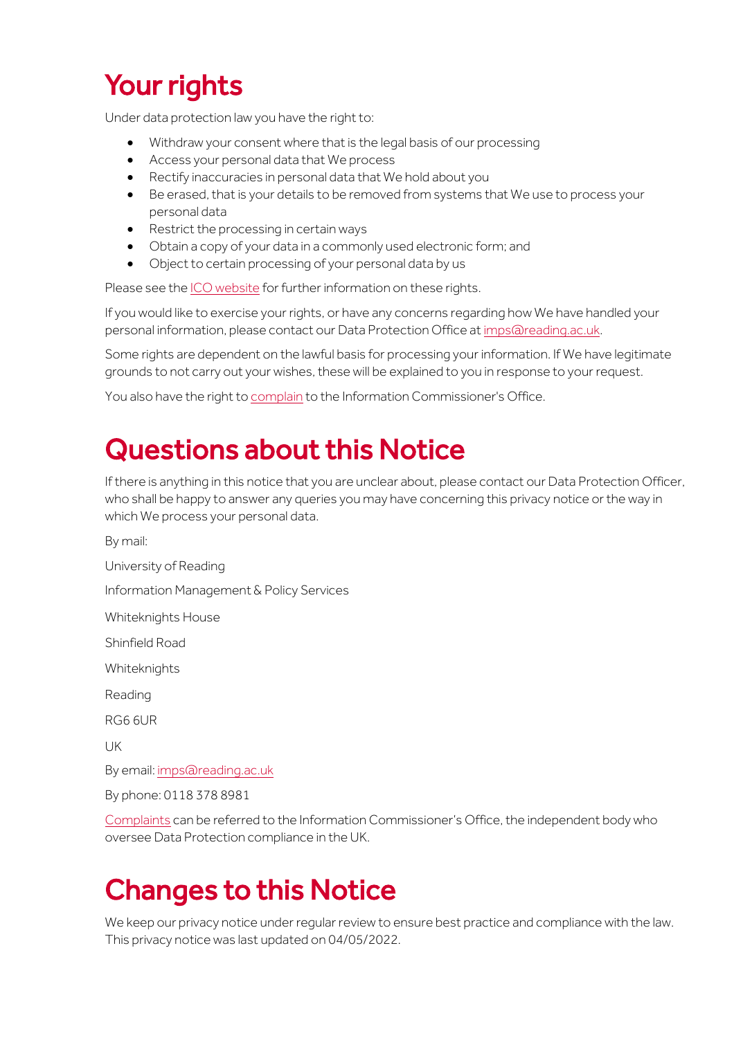# Your rights

Under data protection law you have the right to:

- Withdraw your consent where that is the legal basis of our processing
- Access your personal data that We process
- Rectify inaccuracies in personal data that We hold about you
- Be erased, that is your details to be removed from systems that We use to process your personal data
- Restrict the processing in certain ways
- Obtain a copy of your data in a commonly used electronic form; and
- Object to certain processing of your personal data by us

Please see the ICO website for further information on these rights.

If you would like to exercise your rights, or have any concerns regarding how We have handled your personal information, please contact our Data Protection Office at imps@reading.ac.uk.

Some rights are dependent on the lawful basis for processing your information. If We have legitimate grounds to not carry out your wishes, these will be explained to you in response to your request.

You also have the right to complain to the Information Commissioner's Office.

# Questions about this Notice

If there is anything in this notice that you are unclear about, please contact our Data Protection Officer, who shall be happy to answer any queries you may have concerning this privacy notice or the way in which We process your personal data.

By mail:

University of Reading

Information Management & Policy Services

Whiteknights House

Shinfield Road

Whiteknights

Reading

RG6 6UR

UK

By email: imps@reading.ac.uk

By phone: 0118 378 8981

Complaints can be referred to the Information Commissioner's Office, the independent body who oversee Data Protection compliance in the UK.

# Changes to this Notice

We keep our privacy notice under regular review to ensure best practice and compliance with the law. This privacy notice was last updated on 04/05/2022.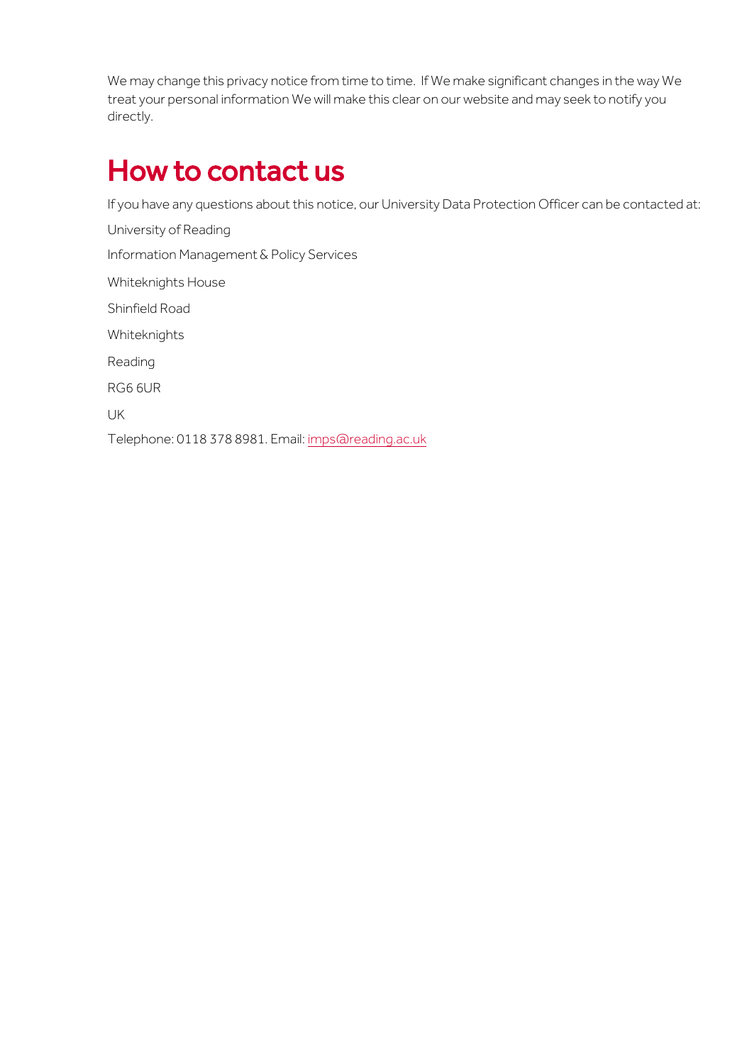We may change this privacy notice from time to time. If We make significant changes in the way We treat your personal information We will make this clear on our website and may seek to notify you directly.

# How to contact us

If you have any questions about this notice, our University Data Protection Officer can be contacted at:

University of Reading

Information Management & Policy Services

Whiteknights House

Shinfield Road

Whiteknights

Reading

RG6 6UR

UK

Telephone: 0118 378 8981. Email: imps@reading.ac.uk